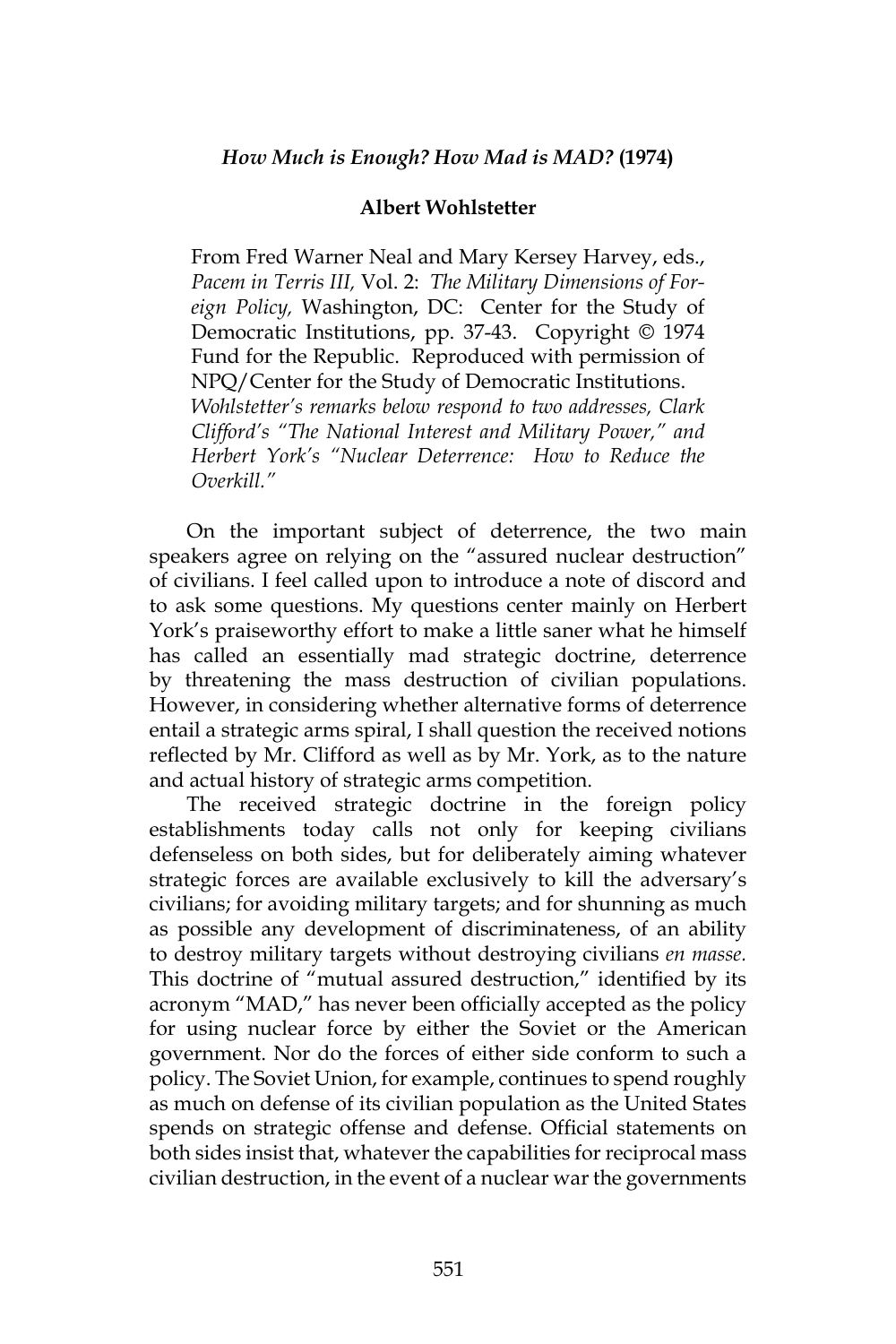## *How Much is Enough? How Mad is MAD?* (1974)

**Albert Wohlstetter**

From Fred Warner Neal and Mary Kersey Harvey, eds., *Pacem in Terris III,* Vol. 2: *The Military Dimensions of Foreign Policy,* Washington, DC: Center for the Study of Democratic Institutions, pp. 37-43. Copyright © 1974 Fund for the Republic. Reproduced with permission of NPQ/Center for the Study of Democratic Institutions. *Wohlstetter's remarks below respond to two addresses, Clark Clifford's "The National Interest and Military Power," and Herbert York's "Nuclear Deterrence: How to Reduce the Overkill."*

On the important subject of deterrence, the two main speakers agree on relying on the "assured nuclear destruction" of civilians. I feel called upon to introduce a note of discord and to ask some questions. My questions center mainly on Herbert York's praiseworthy effort to make a little saner what he himself has called an essentially mad strategic doctrine, deterrence by threatening the mass destruction of civilian populations. However, in considering whether alternative forms of deterrence entail a strategic arms spiral, I shall question the received notions reflected by Mr. Clifford as well as by Mr. York, as to the nature and actual history of strategic arms competition.

The received strategic doctrine in the foreign policy establishments today calls not only for keeping civilians defenseless on both sides, but for deliberately aiming whatever strategic forces are available exclusively to kill the adversary's civilians; for avoiding military targets; and for shunning as much as possible any development of discriminateness, of an ability to destroy military targets without destroying civilians *en masse.* This doctrine of "mutual assured destruction," identified by its acronym "MAD," has never been officially accepted as the policy for using nuclear force by either the Soviet or the American government. Nor do the forces of either side conform to such a policy. The Soviet Union, for example, continues to spend roughly as much on defense of its civilian population as the United States spends on strategic offense and defense. Official statements on both sides insist that, whatever the capabilities for reciprocal mass civilian destruction, in the event of a nuclear war the governments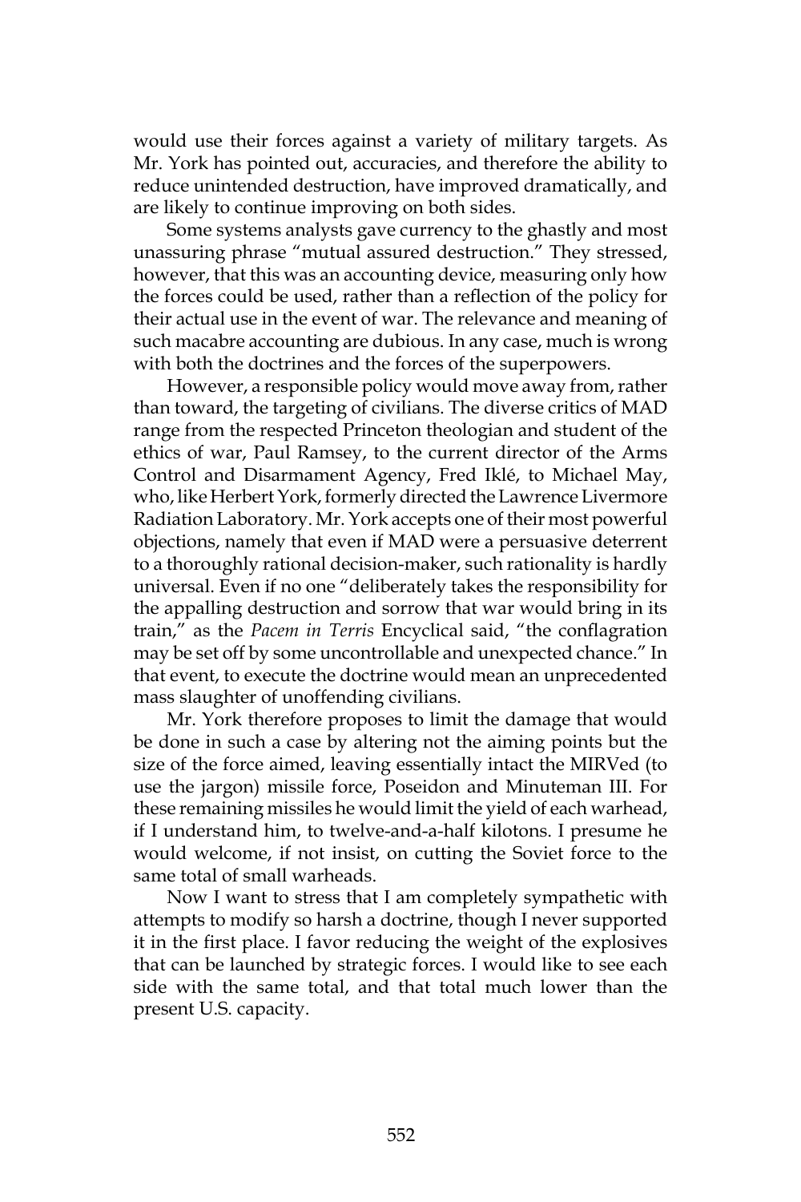would use their forces against a variety of military targets. As Mr. York has pointed out, accuracies, and therefore the ability to reduce unintended destruction, have improved dramatically, and are likely to continue improving on both sides.

Some systems analysts gave currency to the ghastly and most unassuring phrase "mutual assured destruction." They stressed, however, that this was an accounting device, measuring only how the forces could be used, rather than a reflection of the policy for their actual use in the event of war. The relevance and meaning of such macabre accounting are dubious. In any case, much is wrong with both the doctrines and the forces of the superpowers.

However, a responsible policy would move away from, rather than toward, the targeting of civilians. The diverse critics of MAD range from the respected Princeton theologian and student of the ethics of war, Paul Ramsey, to the current director of the Arms Control and Disarmament Agency, Fred Iklé, to Michael May, who, like Herbert York, formerly directed the Lawrence Livermore Radiation Laboratory. Mr. York accepts one of their most powerful objections, namely that even if MAD were a persuasive deterrent to a thoroughly rational decision-maker, such rationality is hardly universal. Even if no one "deliberately takes the responsibility for the appalling destruction and sorrow that war would bring in its train," as the *Pacem in Terris* Encyclical said, "the conflagration may be set off by some uncontrollable and unexpected chance." In that event, to execute the doctrine would mean an unprecedented mass slaughter of unoffending civilians.

Mr. York therefore proposes to limit the damage that would be done in such a case by altering not the aiming points but the size of the force aimed, leaving essentially intact the MIRVed (to use the jargon) missile force, Poseidon and Minuteman III. For these remaining missiles he would limit the yield of each warhead, if I understand him, to twelve-and-a-half kilotons. I presume he would welcome, if not insist, on cutting the Soviet force to the same total of small warheads.

Now I want to stress that I am completely sympathetic with attempts to modify so harsh a doctrine, though I never supported it in the first place. I favor reducing the weight of the explosives that can be launched by strategic forces. I would like to see each side with the same total, and that total much lower than the present U.S. capacity.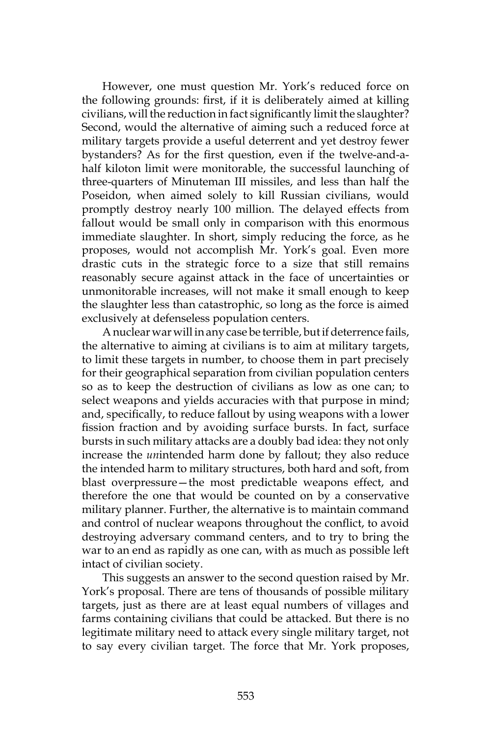However, one must question Mr. York's reduced force on the following grounds: first, if it is deliberately aimed at killing civilians, will the reduction in fact significantly limit the slaughter? Second, would the alternative of aiming such a reduced force at military targets provide a useful deterrent and yet destroy fewer bystanders? As for the first question, even if the twelve-and-a-half kiloton limit were monitorable, the successful launching of three-quarters of Minuteman III missiles, and less than half the Poseidon, when aimed solely to kill Russian civilians, would promptly destroy nearly 100 million. The delayed effects from fallout would be small only in comparison with this enormous immediate slaughter. In short, simply reducing the force, as he proposes, would not accomplish Mr. York's goal. Even more drastic cuts in the strategic force to a size that still remains reasonably secure against attack in the face of uncertainties or unmonitorable increases, will not make it small enough to keep the slaughter less than catastrophic, so long as the force is aimed exclusively at defenseless population centers.

A nuclear war will in any case be terrible, but if deterrence fails, the alternative to aiming at civilians is to aim at military targets, to limit these targets in number, to choose them in part precisely for their geographical separation from civilian population centers so as to keep the destruction of civilians as low as one can; to select weapons and yields accuracies with that purpose in mind; and, specifically, to reduce fallout by using weapons with a lower fission fraction and by avoiding surface bursts. In fact, surface bursts in such military attacks are a doubly bad idea: they not only increase the *un*intended harm done by fallout; they also reduce the intended harm to military structures, both hard and soft, from blast overpressure—the most predictable weapons effect, and therefore the one that would be counted on by a conservative military planner. Further, the alternative is to maintain command and control of nuclear weapons throughout the conflict, to avoid destroying adversary command centers, and to try to bring the war to an end as rapidly as one can, with as much as possible left intact of civilian society.

This suggests an answer to the second question raised by Mr. York's proposal. There are tens of thousands of possible military targets, just as there are at least equal numbers of villages and farms containing civilians that could be attacked. But there is no legitimate military need to attack every single military target, not to say every civilian target. The force that Mr. York proposes,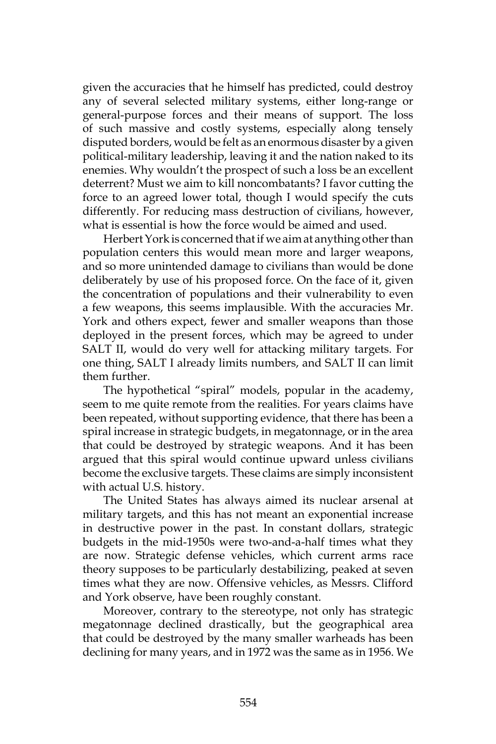given the accuracies that he himself has predicted, could destroy any of several selected military systems, either long-range or general-purpose forces and their means of support. The loss of such massive and costly systems, especially along tensely disputed borders, would be felt as an enormous disaster by a given political-military leadership, leaving it and the nation naked to its enemies. Why wouldn't the prospect of such a loss be an excellent deterrent? Must we aim to kill noncombatants? I favor cutting the force to an agreed lower total, though I would specify the cuts differently. For reducing mass destruction of civilians, however, what is essential is how the force would be aimed and used.

Herbert York is concerned that if we aim at anything other than population centers this would mean more and larger weapons, and so more unintended damage to civilians than would be done deliberately by use of his proposed force. On the face of it, given the concentration of populations and their vulnerability to even a few weapons, this seems implausible. With the accuracies Mr. York and others expect, fewer and smaller weapons than those deployed in the present forces, which may be agreed to under SALT II, would do very well for attacking military targets. For one thing, SALT I already limits numbers, and SALT II can limit them further.

The hypothetical "spiral" models, popular in the academy, seem to me quite remote from the realities. For years claims have been repeated, without supporting evidence, that there has been a spiral increase in strategic budgets, in megatonnage, or in the area that could be destroyed by strategic weapons. And it has been argued that this spiral would continue upward unless civilians become the exclusive targets. These claims are simply inconsistent with actual U.S. history.

The United States has always aimed its nuclear arsenal at military targets, and this has not meant an exponential increase in destructive power in the past. In constant dollars, strategic budgets in the mid-1950s were two-and-a-half times what they are now. Strategic defense vehicles, which current arms race theory supposes to be particularly destabilizing, peaked at seven times what they are now. Offensive vehicles, as Messrs. Clifford and York observe, have been roughly constant.

Moreover, contrary to the stereotype, not only has strategic megatonnage declined drastically, but the geographical area that could be destroyed by the many smaller warheads has been declining for many years, and in 1972 was the same as in 1956. We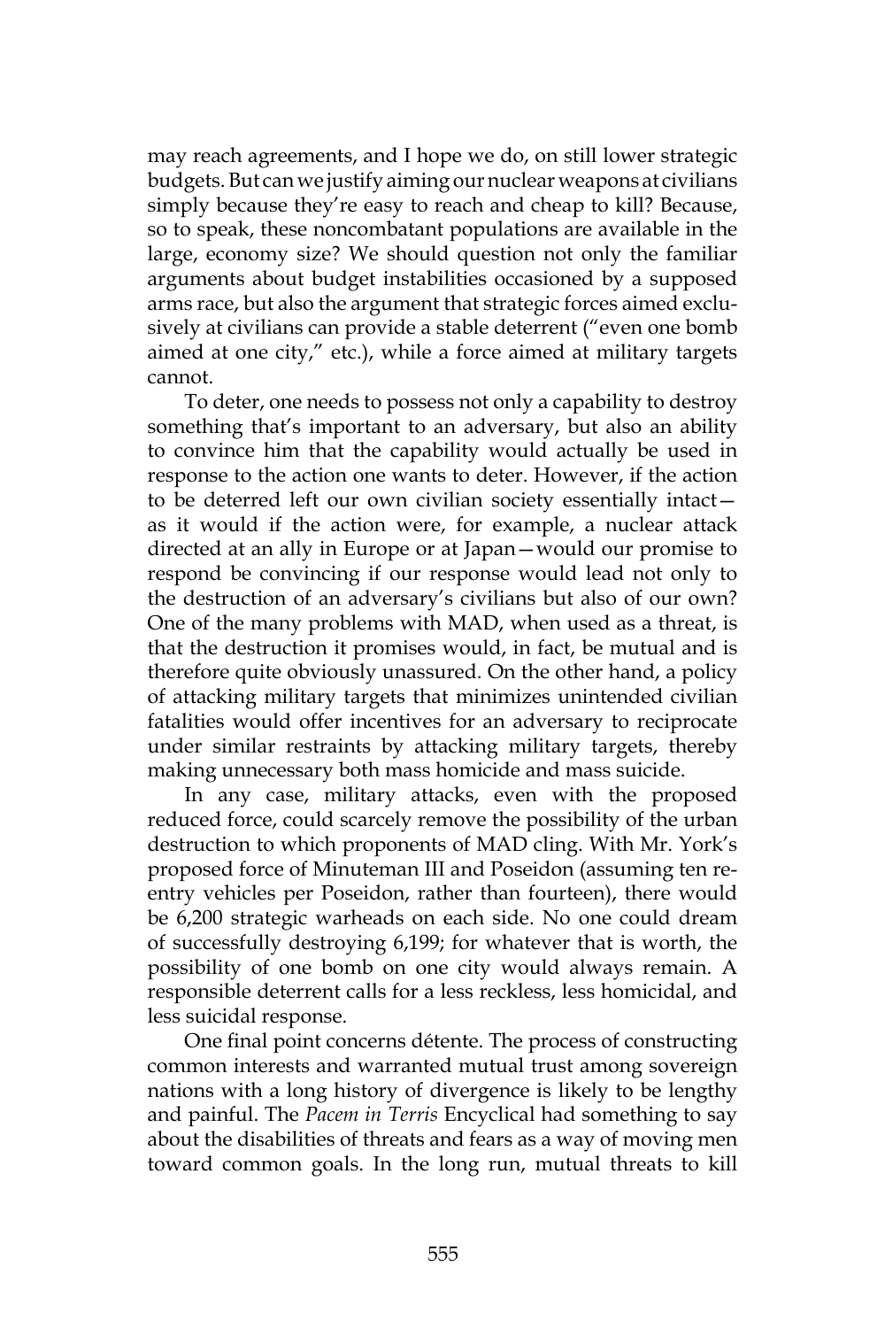may reach agreements, and I hope we do, on still lower strategic budgets. But can we justify aiming our nuclear weapons at civilians simply because they're easy to reach and cheap to kill? Because, so to speak, these noncombatant populations are available in the large, economy size? We should question not only the familiar arguments about budget instabilities occasioned by a supposed arms race, but also the argument that strategic forces aimed exclusively at civilians can provide a stable deterrent ("even one bomb aimed at one city," etc.), while a force aimed at military targets cannot.

To deter, one needs to possess not only a capability to destroy something that's important to an adversary, but also an ability to convince him that the capability would actually be used in response to the action one wants to deter. However, if the action to be deterred left our own civilian society essentially intact—as it would if the action were, for example, a nuclear attack directed at an ally in Europe or at Japan—would our promise to respond be convincing if our response would lead not only to the destruction of an adversary's civilians but also of our own? One of the many problems with MAD, when used as a threat, is that the destruction it promises would, in fact, be mutual and is therefore quite obviously unassured. On the other hand, a policy of attacking military targets that minimizes unintended civilian fatalities would offer incentives for an adversary to reciprocate under similar restraints by attacking military targets, thereby making unnecessary both mass homicide and mass suicide.

In any case, military attacks, even with the proposed reduced force, could scarcely remove the possibility of the urban destruction to which proponents of MAD cling. With Mr. York's proposed force of Minuteman III and Poseidon (assuming ten re-entry vehicles per Poseidon, rather than fourteen), there would be 6,200 strategic warheads on each side. No one could dream of successfully destroying 6,199; for whatever that is worth, the possibility of one bomb on one city would always remain. A responsible deterrent calls for a less reckless, less homicidal, and less suicidal response.

One final point concerns détente. The process of constructing common interests and warranted mutual trust among sovereign nations with a long history of divergence is likely to be lengthy and painful. The *Pacem in Terris* Encyclical had something to say about the disabilities of threats and fears as a way of moving men toward common goals. In the long run, mutual threats to kill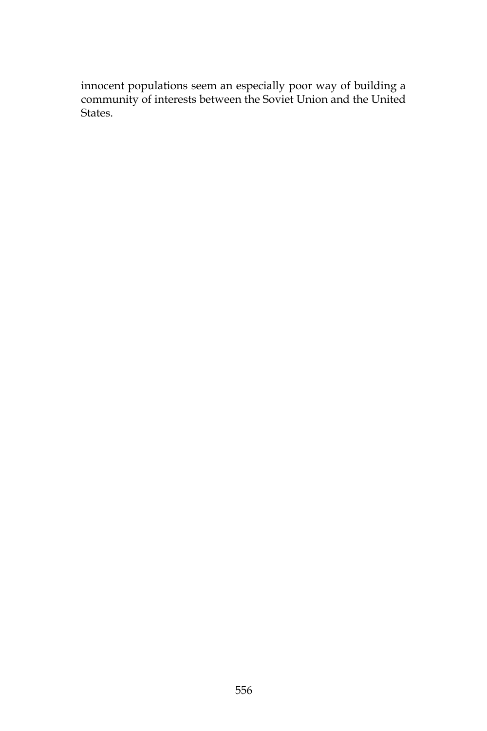innocent populations seem an especially poor way of building a community of interests between the Soviet Union and the United States.